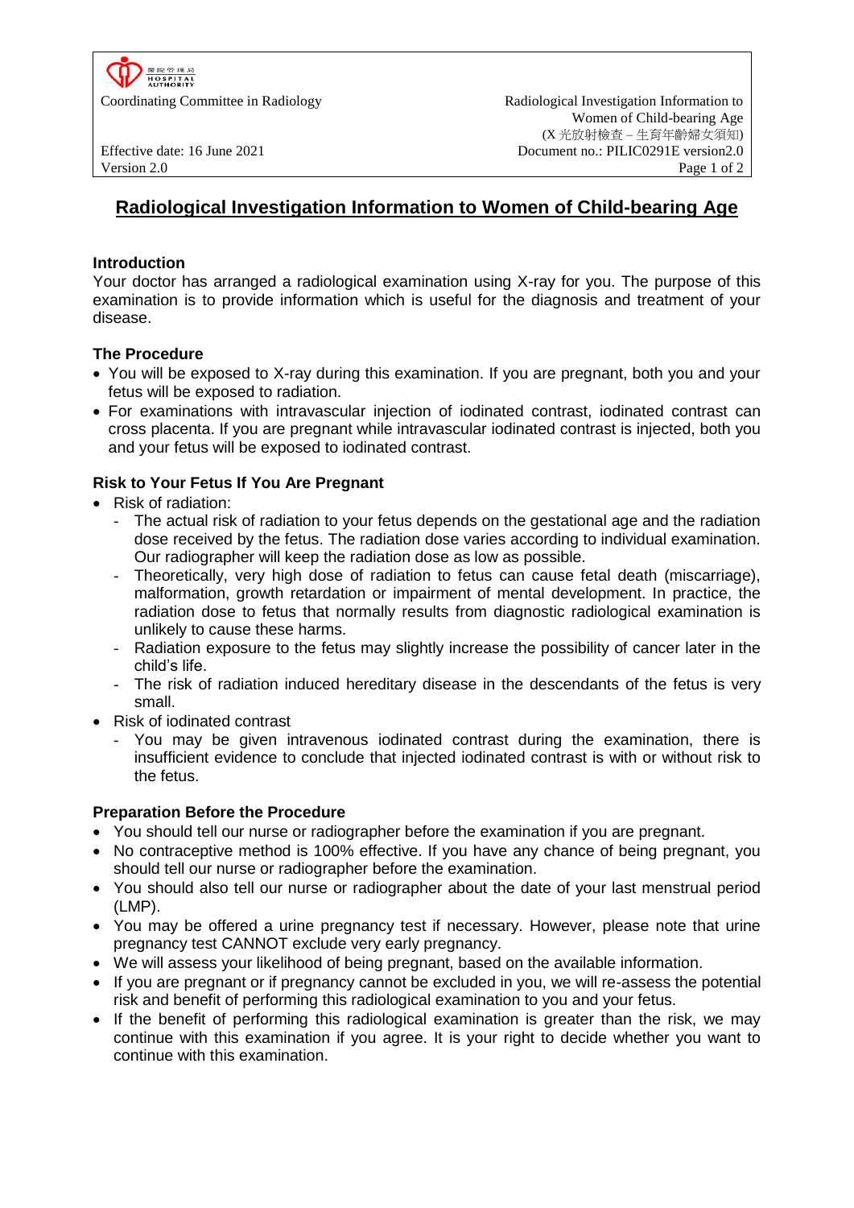# Radiological Investigation Information to Women of Child-bearing Age

## Introduction

Your doctor has arranged a radiological examination using X-ray for you. The purpose of this examination is to provide information which is useful for the diagnosis and treatment of your disease.

## The Procedure

- You will be exposed to X-ray during this examination. If you are pregnant, both you and your fetus will be exposed to radiation.
- For examinations with intravascular injection of iodinated contrast, iodinated contrast can cross placenta. If you are pregnant while intravascular iodinated contrast is injected, both you and your fetus will be exposed to iodinated contrast.

## Risk to Your Fetus If You Are Pregnant

- Risk of radiation:
  - The actual risk of radiation to your fetus depends on the gestational age and the radiation dose received by the fetus. The radiation dose varies according to individual examination. Our radiographer will keep the radiation dose as low as possible.
  - Theoretically, very high dose of radiation to fetus can cause fetal death (miscarriage), malformation, growth retardation or impairment of mental development. In practice, the radiation dose to fetus that normally results from diagnostic radiological examination is unlikely to cause these harms.
  - Radiation exposure to the fetus may slightly increase the possibility of cancer later in the child's life.
  - The risk of radiation induced hereditary disease in the descendants of the fetus is very small.
- Risk of iodinated contrast
  - You may be given intravenous iodinated contrast during the examination, there is insufficient evidence to conclude that injected iodinated contrast is with or without risk to the fetus.

## Preparation Before the Procedure

- You should tell our nurse or radiographer before the examination if you are pregnant.
- No contraceptive method is 100% effective. If you have any chance of being pregnant, you should tell our nurse or radiographer before the examination.
- You should also tell our nurse or radiographer about the date of your last menstrual period (LMP).
- You may be offered a urine pregnancy test if necessary. However, please note that urine pregnancy test CANNOT exclude very early pregnancy.
- We will assess your likelihood of being pregnant, based on the available information.
- If you are pregnant or if pregnancy cannot be excluded in you, we will re-assess the potential risk and benefit of performing this radiological examination to you and your fetus.
- If the benefit of performing this radiological examination is greater than the risk, we may continue with this examination if you agree. It is your right to decide whether you want to continue with this examination.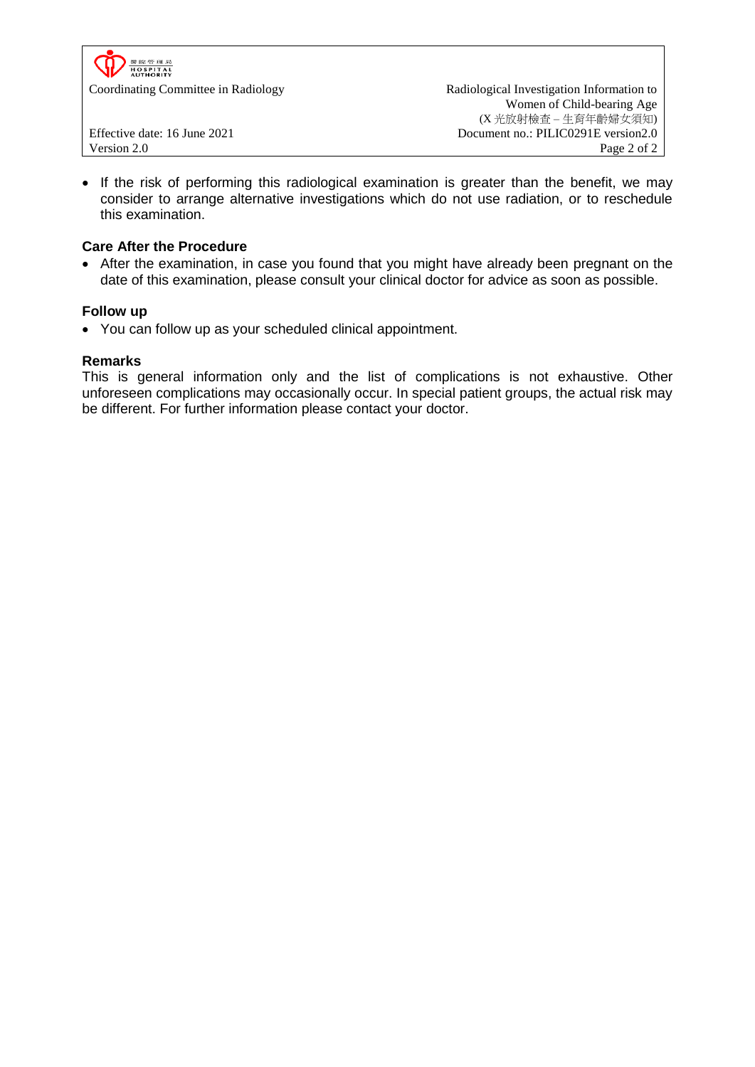- If the risk of performing this radiological examination is greater than the benefit, we may consider to arrange alternative investigations which do not use radiation, or to reschedule this examination.

### Care After the Procedure

- After the examination, in case you found that you might have already been pregnant on the date of this examination, please consult your clinical doctor for advice as soon as possible.

### Follow up

- You can follow up as your scheduled clinical appointment.

### Remarks

This is general information only and the list of complications is not exhaustive. Other unforeseen complications may occasionally occur. In special patient groups, the actual risk may be different. For further information please contact your doctor.